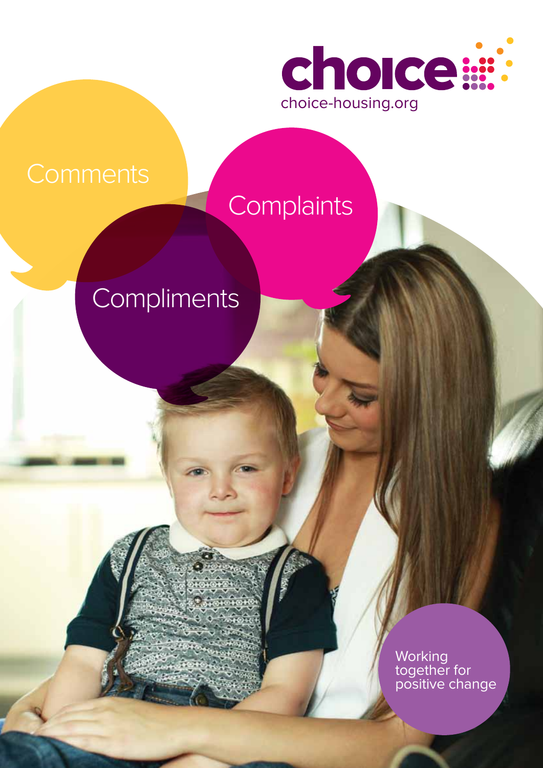choice

choice-housing.org

# Comments

# Complaints

# Compliments

Working together for positive change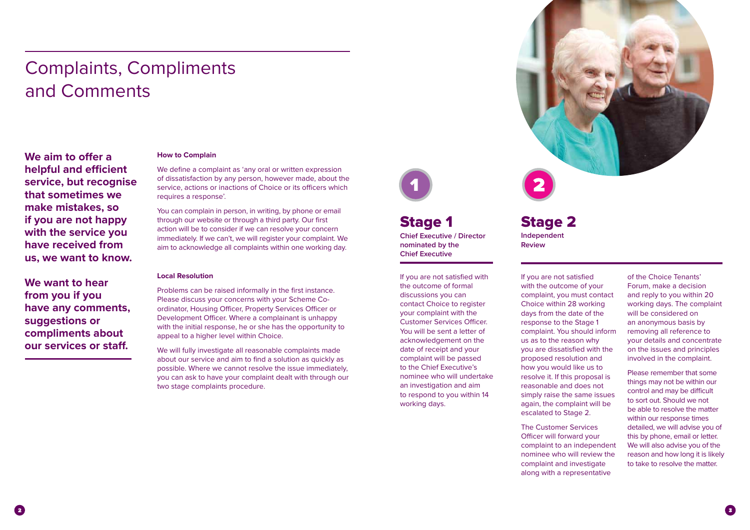# Complaints, Compliments and Comments

**We aim to offer a helpful and efficient service, but recognise that sometimes we make mistakes, so if you are not happy with the service you have received from us, we want to know.**

**We want to hear from you if you have any comments, suggestions or compliments about our services or staff.**

### How to Complain

We define a complaint as 'any oral or written expression of dissatisfaction by any person, however made, about the service, actions or inactions of Choice or its officers which requires a response'.

You can complain in person, in writing, by phone or email through our website or through a third party. Our first action will be to consider if we can resolve your concern immediately. If we can't, we will register your complaint. We aim to acknowledge all complaints within one working day.

### Local Resolution

Problems can be raised informally in the first instance. Please discuss your concerns with your Scheme Co-ordinator, Housing Officer, Property Services Officer or Development Officer. Where a complainant is unhappy with the initial response, he or she has the opportunity to appeal to a higher level within Choice.

We will fully investigate all reasonable complaints made about our service and aim to find a solution as quickly as possible. Where we cannot resolve the issue immediately, you can ask to have your complaint dealt with through our two stage complaints procedure.

1

## Stage 1

**Chief Executive / Director nominated by the Chief Executive**

If you are not satisfied with the outcome of formal discussions you can contact Choice to register your complaint with the Customer Services Officer. You will be sent a letter of acknowledgement on the date of receipt and your complaint will be passed to the Chief Executive's nominee who will undertake an investigation and aim to respond to you within 14 working days.

2

## Stage 2

**Independent Review**

If you are not satisfied with the outcome of your complaint, you must contact Choice within 28 working days from the date of the response to the Stage 1 complaint. You should inform us as to the reason why you are dissatisfied with the proposed resolution and how you would like us to resolve it. If this proposal is reasonable and does not simply raise the same issues again, the complaint will be escalated to Stage 2.

The Customer Services Officer will forward your complaint to an independent nominee who will review the complaint and investigate along with a representative of the Choice Tenants' Forum, make a decision and reply to you within 20 working days. The complaint will be considered on an anonymous basis by removing all reference to your details and concentrate on the issues and principles involved in the complaint.

Please remember that some things may not be within our control and may be difficult to sort out. Should we not be able to resolve the matter within our response times detailed, we will advise you of this by phone, email or letter. We will also advise you of the reason and how long it is likely to take to resolve the matter.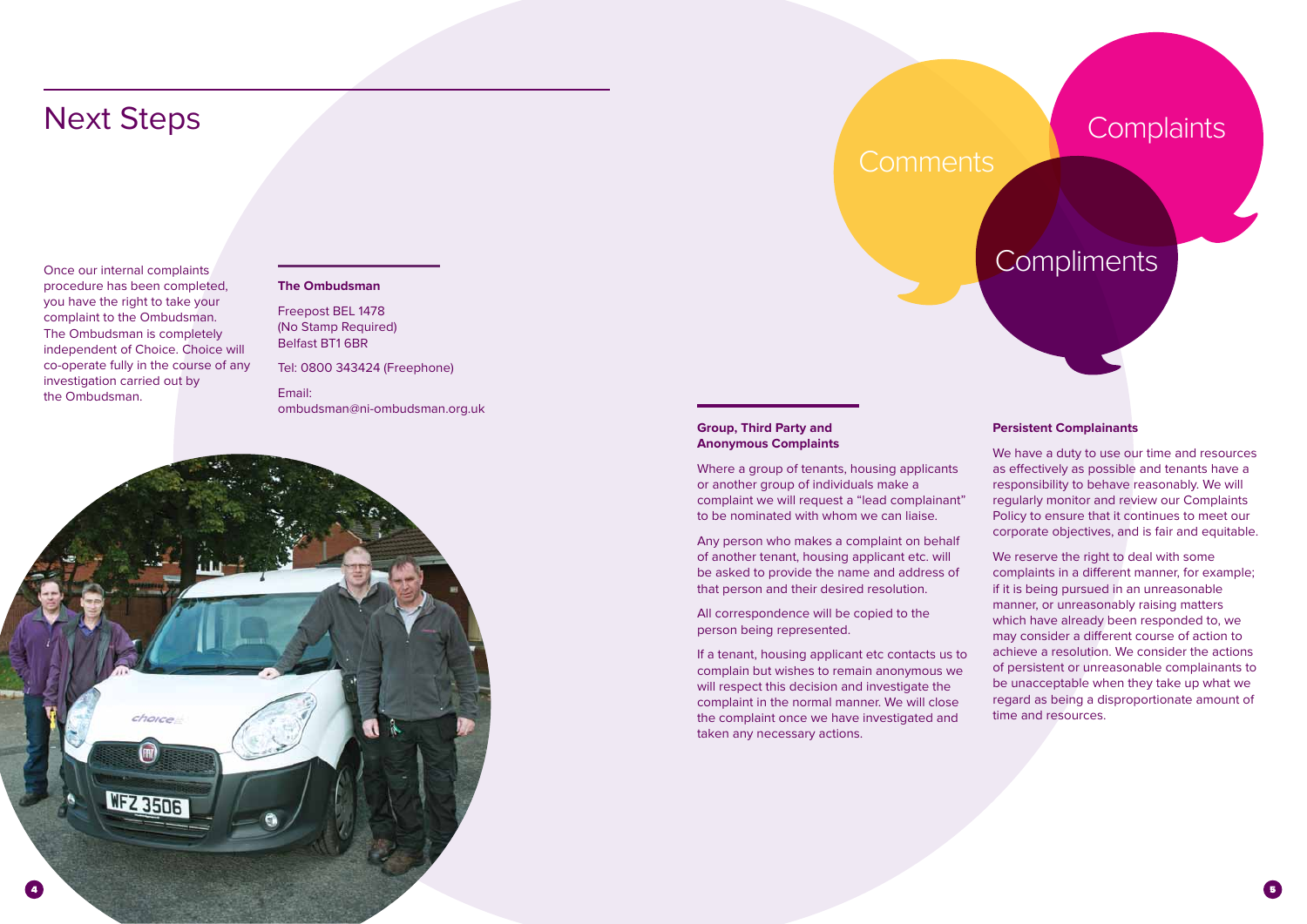# Next Steps

Once our internal complaints procedure has been completed, you have the right to take your complaint to the Ombudsman. The Ombudsman is completely independent of Choice. Choice will co-operate fully in the course of any investigation carried out by the Ombudsman.

**The Ombudsman**

Freepost BEL 1478
(No Stamp Required)
Belfast BT1 6BR

Tel: 0800 343424 (Freephone)

Email:
ombudsman@ni-ombudsman.org.uk

Comments

Complaints

Compliments

**Group, Third Party and Anonymous Complaints**

Where a group of tenants, housing applicants or another group of individuals make a complaint we will request a "lead complainant" to be nominated with whom we can liaise.

Any person who makes a complaint on behalf of another tenant, housing applicant etc. will be asked to provide the name and address of that person and their desired resolution.

All correspondence will be copied to the person being represented.

If a tenant, housing applicant etc contacts us to complain but wishes to remain anonymous we will respect this decision and investigate the complaint in the normal manner. We will close the complaint once we have investigated and taken any necessary actions.

**Persistent Complainants**

We have a duty to use our time and resources as effectively as possible and tenants have a responsibility to behave reasonably. We will regularly monitor and review our Complaints Policy to ensure that it continues to meet our corporate objectives, and is fair and equitable.

We reserve the right to deal with some complaints in a different manner, for example; if it is being pursued in an unreasonable manner, or unreasonably raising matters which have already been responded to, we may consider a different course of action to achieve a resolution. We consider the actions of persistent or unreasonable complainants to be unacceptable when they take up what we regard as being a disproportionate amount of time and resources.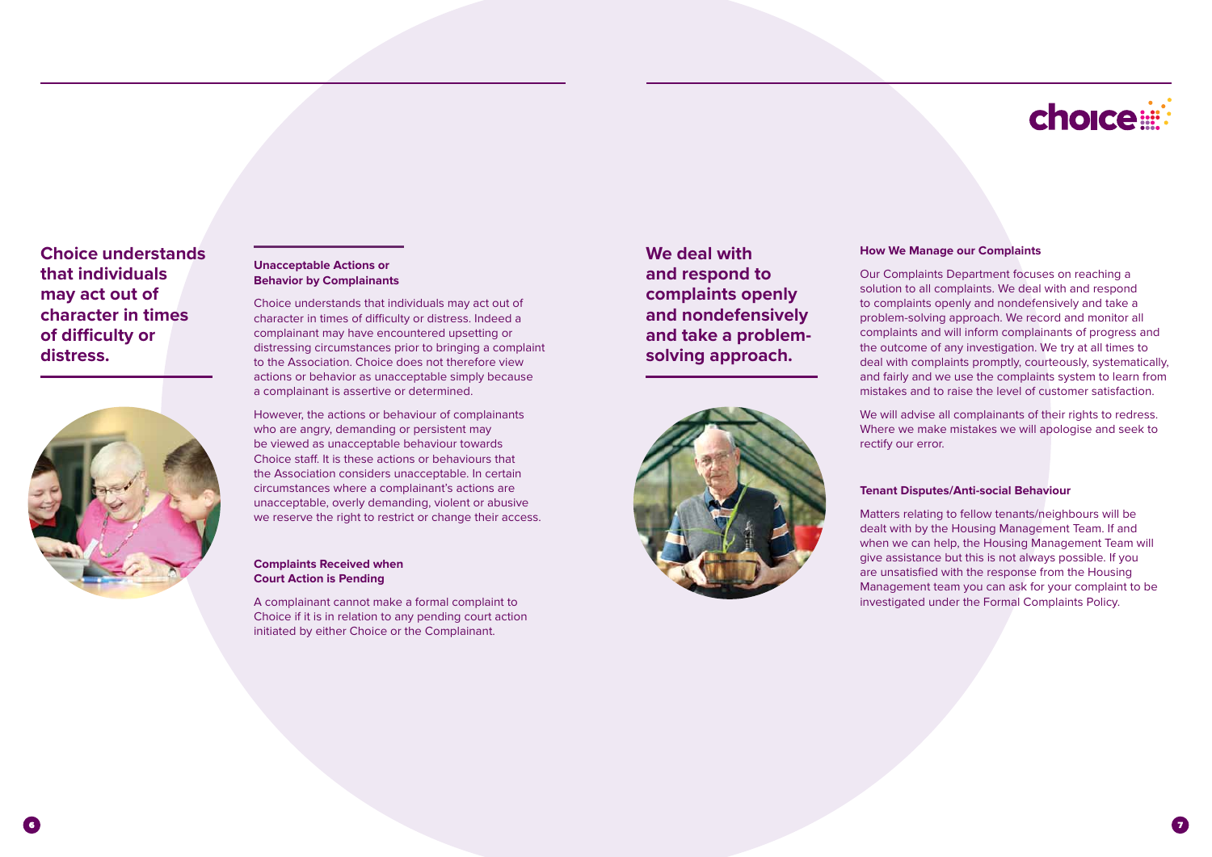**Choice understands that individuals may act out of character in times of difficulty or distress.**

### Unacceptable Actions or Behavior by Complainants

Choice understands that individuals may act out of character in times of difficulty or distress. Indeed a complainant may have encountered upsetting or distressing circumstances prior to bringing a complaint to the Association. Choice does not therefore view actions or behavior as unacceptable simply because a complainant is assertive or determined.

However, the actions or behaviour of complainants who are angry, demanding or persistent may be viewed as unacceptable behaviour towards Choice staff. It is these actions or behaviours that the Association considers unacceptable. In certain circumstances where a complainant's actions are unacceptable, overly demanding, violent or abusive we reserve the right to restrict or change their access.

### Complaints Received when Court Action is Pending

A complainant cannot make a formal complaint to Choice if it is in relation to any pending court action initiated by either Choice or the Complainant.

**We deal with and respond to complaints openly and nondefensively and take a problem-solving approach.**

### How We Manage our Complaints

Our Complaints Department focuses on reaching a solution to all complaints. We deal with and respond to complaints openly and nondefensively and take a problem-solving approach. We record and monitor all complaints and will inform complainants of progress and the outcome of any investigation. We try at all times to deal with complaints promptly, courteously, systematically, and fairly and we use the complaints system to learn from mistakes and to raise the level of customer satisfaction.

We will advise all complainants of their rights to redress. Where we make mistakes we will apologise and seek to rectify our error.

### Tenant Disputes/Anti-social Behaviour

Matters relating to fellow tenants/neighbours will be dealt with by the Housing Management Team. If and when we can help, the Housing Management Team will give assistance but this is not always possible. If you are unsatisfied with the response from the Housing Management team you can ask for your complaint to be investigated under the Formal Complaints Policy.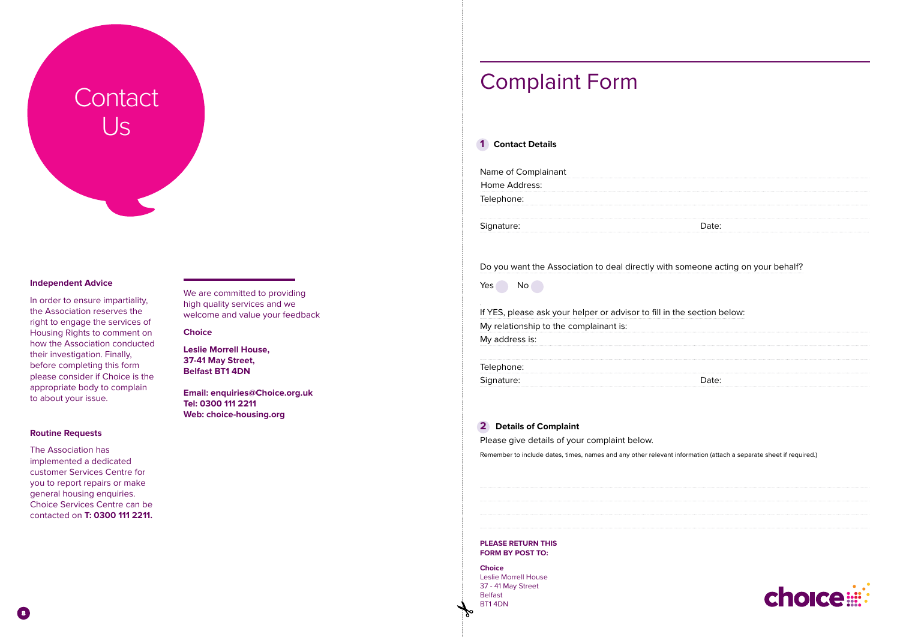# Contact Us

### Independent Advice

In order to ensure impartiality, the Association reserves the right to engage the services of Housing Rights to comment on how the Association conducted their investigation. Finally, before completing this form please consider if Choice is the appropriate body to complain to about your issue.

### Routine Requests

The Association has implemented a dedicated customer Services Centre for you to report repairs or make general housing enquiries. Choice Services Centre can be contacted on **T: 0300 111 2211.**

We are committed to providing high quality services and we welcome and value your feedback

**Choice**

**Leslie Morrell House,**
**37-41 May Street,**
**Belfast BT1 4DN**

**Email: enquiries@Choice.org.uk**
**Tel: 0300 111 2211**
**Web: choice-housing.org**

# Complaint Form

## 1 Contact Details

Name of Complainant

Home Address:

Telephone:

Signature: Date:

Do you want the Association to deal directly with someone acting on your behalf?

Yes ◯ No ◯

If YES, please ask your helper or advisor to fill in the section below:

My relationship to the complainant is:

My address is:

Telephone:

Signature: Date:

## 2 Details of Complaint

Please give details of your complaint below.

Remember to include dates, times, names and any other relevant information (attach a separate sheet if required.)

**PLEASE RETURN THIS FORM BY POST TO:**

**Choice**
Leslie Morrell House
37 - 41 May Street
Belfast
BT1 4DN

choice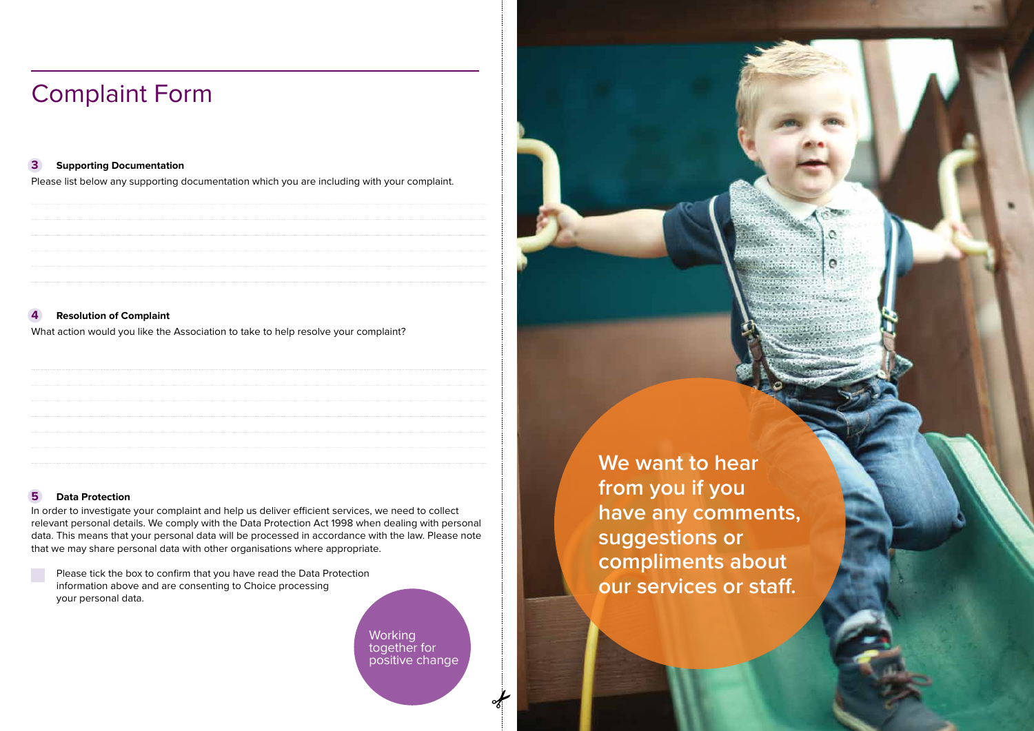# Complaint Form

## 3 Supporting Documentation

Please list below any supporting documentation which you are including with your complaint.

## 4 Resolution of Complaint

What action would you like the Association to take to help resolve your complaint?

## 5 Data Protection

In order to investigate your complaint and help us deliver efficient services, we need to collect relevant personal details. We comply with the Data Protection Act 1998 when dealing with personal data. This means that your personal data will be processed in accordance with the law. Please note that we may share personal data with other organisations where appropriate.

☐ Please tick the box to confirm that you have read the Data Protection information above and are consenting to Choice processing your personal data.

Working together for positive change

We want to hear from you if you have any comments, suggestions or compliments about our services or staff.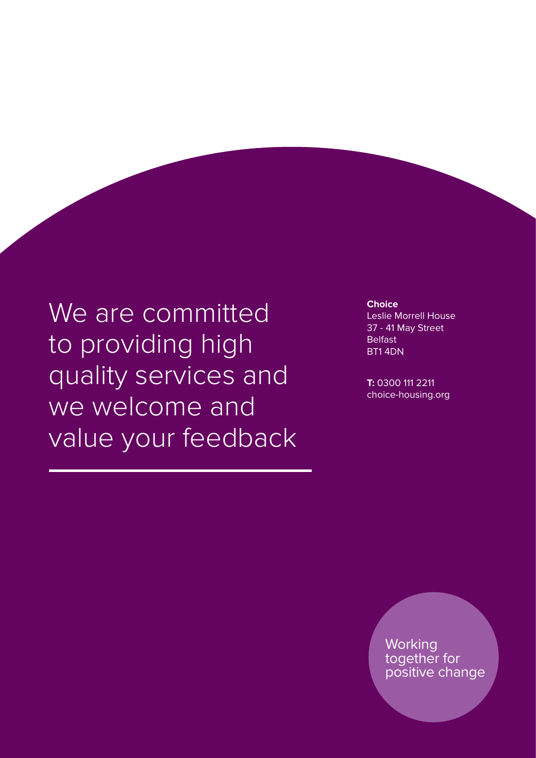We are committed to providing high quality services and we welcome and value your feedback

**Choice**
Leslie Morrell House
37 - 41 May Street
Belfast
BT1 4DN

**T:** 0300 111 2211
choice-housing.org

Working together for positive change